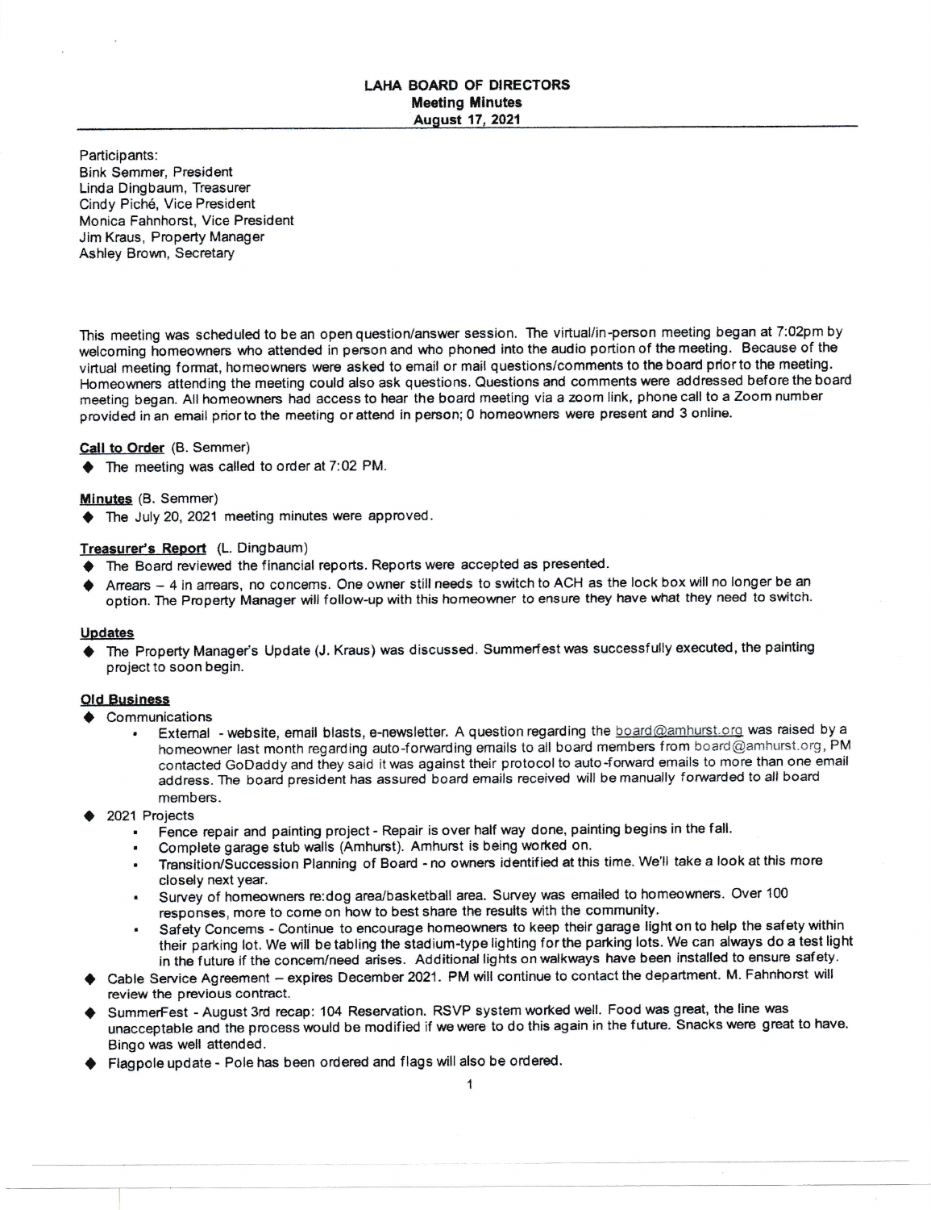# LAHA BOARD OF DIRECTORS
## Meeting Minutes
## August 17, 2021

Participants:
Bink Semmer, President
Linda Dingbaum, Treasurer
Cindy Piché, Vice President
Monica Fahnhorst, Vice President
Jim Kraus, Property Manager
Ashley Brown, Secretary

This meeting was scheduled to be an open question/answer session. The virtual/in-person meeting began at 7:02pm by welcoming homeowners who attended in person and who phoned into the audio portion of the meeting. Because of the virtual meeting format, homeowners were asked to email or mail questions/comments to the board prior to the meeting. Homeowners attending the meeting could also ask questions. Questions and comments were addressed before the board meeting began. All homeowners had access to hear the board meeting via a zoom link, phone call to a Zoom number provided in an email prior to the meeting or attend in person; 0 homeowners were present and 3 online.

**Call to Order** (B. Semmer)

- The meeting was called to order at 7:02 PM.

**Minutes** (B. Semmer)

- The July 20, 2021 meeting minutes were approved.

**Treasurer's Report** (L. Dingbaum)

- The Board reviewed the financial reports. Reports were accepted as presented.
- Arrears – 4 in arrears, no concerns. One owner still needs to switch to ACH as the lock box will no longer be an option. The Property Manager will follow-up with this homeowner to ensure they have what they need to switch.

**Updates**

- The Property Manager's Update (J. Kraus) was discussed. Summerfest was successfully executed, the painting project to soon begin.

**Old Business**

- Communications
  - External - website, email blasts, e-newsletter. A question regarding the board@amhurst.org was raised by a homeowner last month regarding auto-forwarding emails to all board members from board@amhurst.org, PM contacted GoDaddy and they said it was against their protocol to auto-forward emails to more than one email address. The board president has assured board emails received will be manually forwarded to all board members.
- 2021 Projects
  - Fence repair and painting project - Repair is over half way done, painting begins in the fall.
  - Complete garage stub walls (Amhurst). Amhurst is being worked on.
  - Transition/Succession Planning of Board - no owners identified at this time. We'll take a look at this more closely next year.
  - Survey of homeowners re:dog area/basketball area. Survey was emailed to homeowners. Over 100 responses, more to come on how to best share the results with the community.
  - Safety Concerns - Continue to encourage homeowners to keep their garage light on to help the safety within their parking lot. We will be tabling the stadium-type lighting for the parking lots. We can always do a test light in the future if the concern/need arises. Additional lights on walkways have been installed to ensure safety.
- Cable Service Agreement – expires December 2021. PM will continue to contact the department. M. Fahnhorst will review the previous contract.
- SummerFest - August 3rd recap: 104 Reservation. RSVP system worked well. Food was great, the line was unacceptable and the process would be modified if we were to do this again in the future. Snacks were great to have. Bingo was well attended.
- Flagpole update - Pole has been ordered and flags will also be ordered.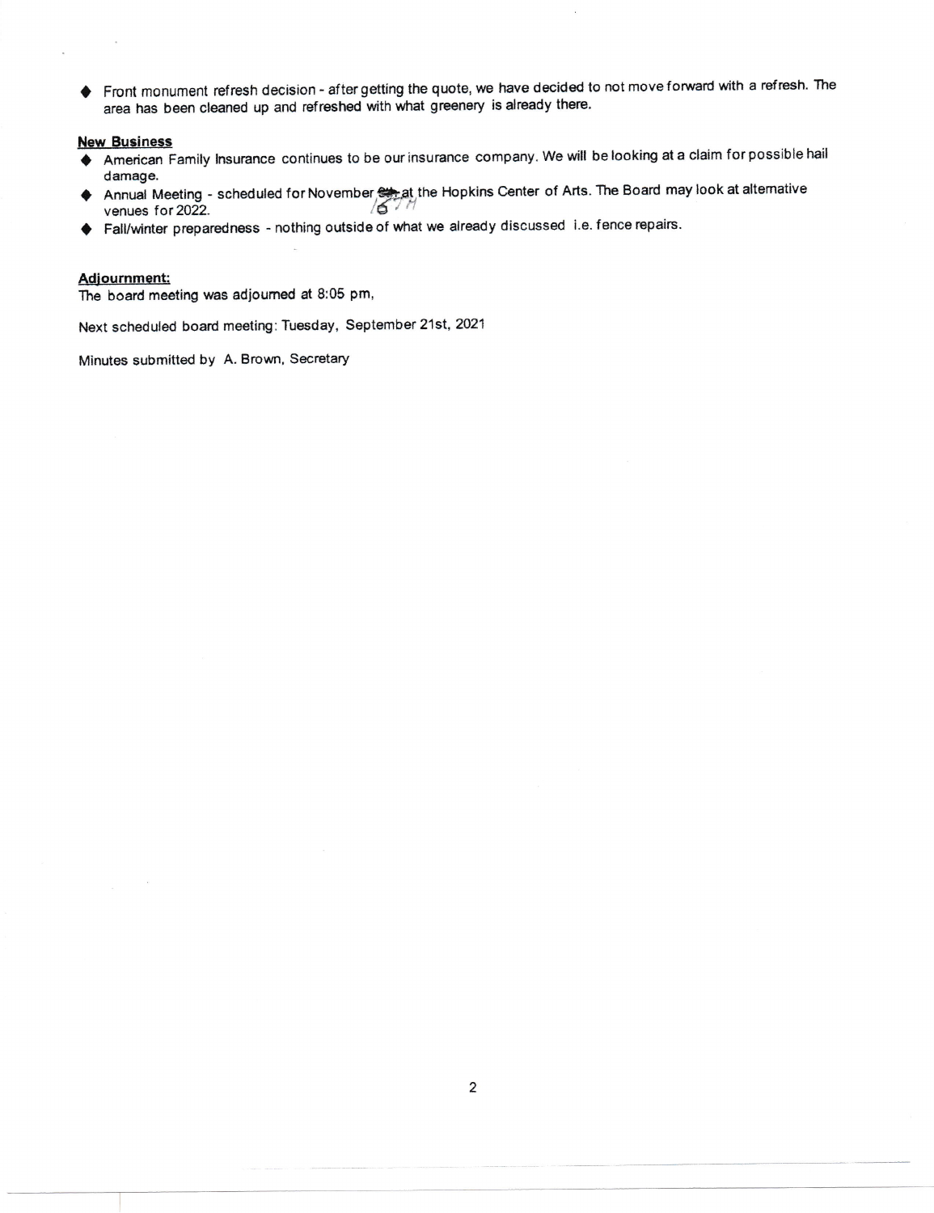- Front monument refresh decision - after getting the quote, we have decided to not move forward with a refresh. The area has been cleaned up and refreshed with what greenery is already there.

**New Business**

- American Family Insurance continues to be our insurance company. We will be looking at a claim for possible hail damage.
- Annual Meeting - scheduled for November ~~8th~~ 16TH at the Hopkins Center of Arts. The Board may look at alternative venues for 2022.
- Fall/winter preparedness - nothing outside of what we already discussed i.e. fence repairs.

**Adjournment:**

The board meeting was adjourned at 8:05 pm,

Next scheduled board meeting: Tuesday, September 21st, 2021

Minutes submitted by A. Brown, Secretary